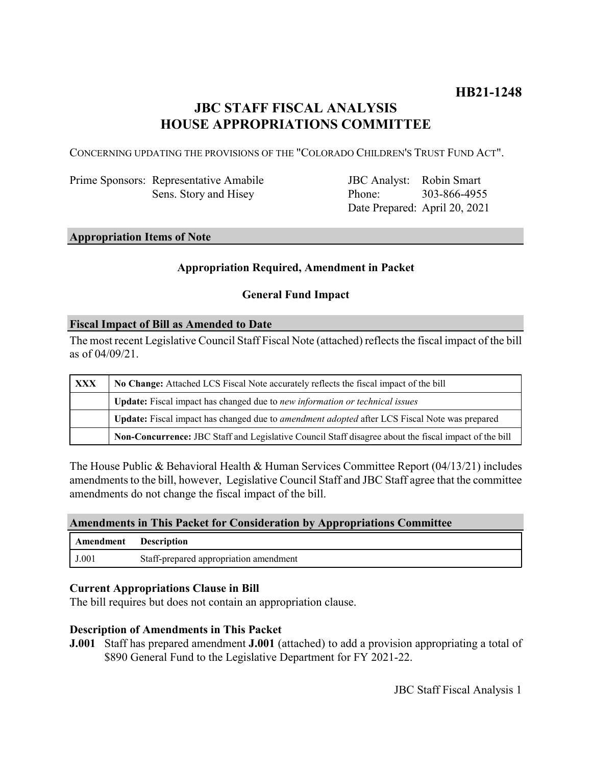**HB21-1248**

# JBC STAFF FISCAL ANALYSIS
# HOUSE APPROPRIATIONS COMMITTEE

CONCERNING UPDATING THE PROVISIONS OF THE "COLORADO CHILDREN'S TRUST FUND ACT".

| | | | |
|---|---|---|---|
| Prime Sponsors: | Representative Amabile | JBC Analyst: | Robin Smart |
| | Sens. Story and Hisey | Phone: | 303-866-4955 |
| | | Date Prepared: | April 20, 2021 |

## Appropriation Items of Note

**Appropriation Required, Amendment in Packet**

**General Fund Impact**

## Fiscal Impact of Bill as Amended to Date

The most recent Legislative Council Staff Fiscal Note (attached) reflects the fiscal impact of the bill as of 04/09/21.

| | |
|---|---|
| **XXX** | **No Change:** Attached LCS Fiscal Note accurately reflects the fiscal impact of the bill |
| | **Update:** Fiscal impact has changed due to *new information or technical issues* |
| | **Update:** Fiscal impact has changed due to *amendment adopted* after LCS Fiscal Note was prepared |
| | **Non-Concurrence:** JBC Staff and Legislative Council Staff disagree about the fiscal impact of the bill |

The House Public & Behavioral Health & Human Services Committee Report (04/13/21) includes amendments to the bill, however, Legislative Council Staff and JBC Staff agree that the committee amendments do not change the fiscal impact of the bill.

## Amendments in This Packet for Consideration by Appropriations Committee

| Amendment | Description |
|---|---|
| J.001 | Staff-prepared appropriation amendment |

### Current Appropriations Clause in Bill

The bill requires but does not contain an appropriation clause.

### Description of Amendments in This Packet

**J.001** Staff has prepared amendment **J.001** (attached) to add a provision appropriating a total of $890 General Fund to the Legislative Department for FY 2021-22.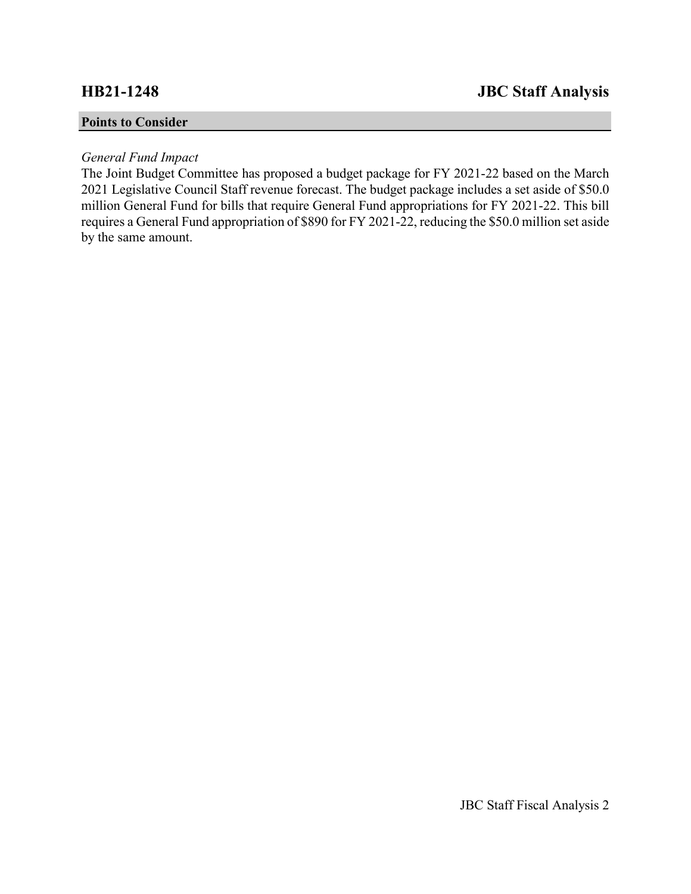## Points to Consider

*General Fund Impact*

The Joint Budget Committee has proposed a budget package for FY 2021-22 based on the March 2021 Legislative Council Staff revenue forecast. The budget package includes a set aside of $50.0 million General Fund for bills that require General Fund appropriations for FY 2021-22. This bill requires a General Fund appropriation of $890 for FY 2021-22, reducing the $50.0 million set aside by the same amount.